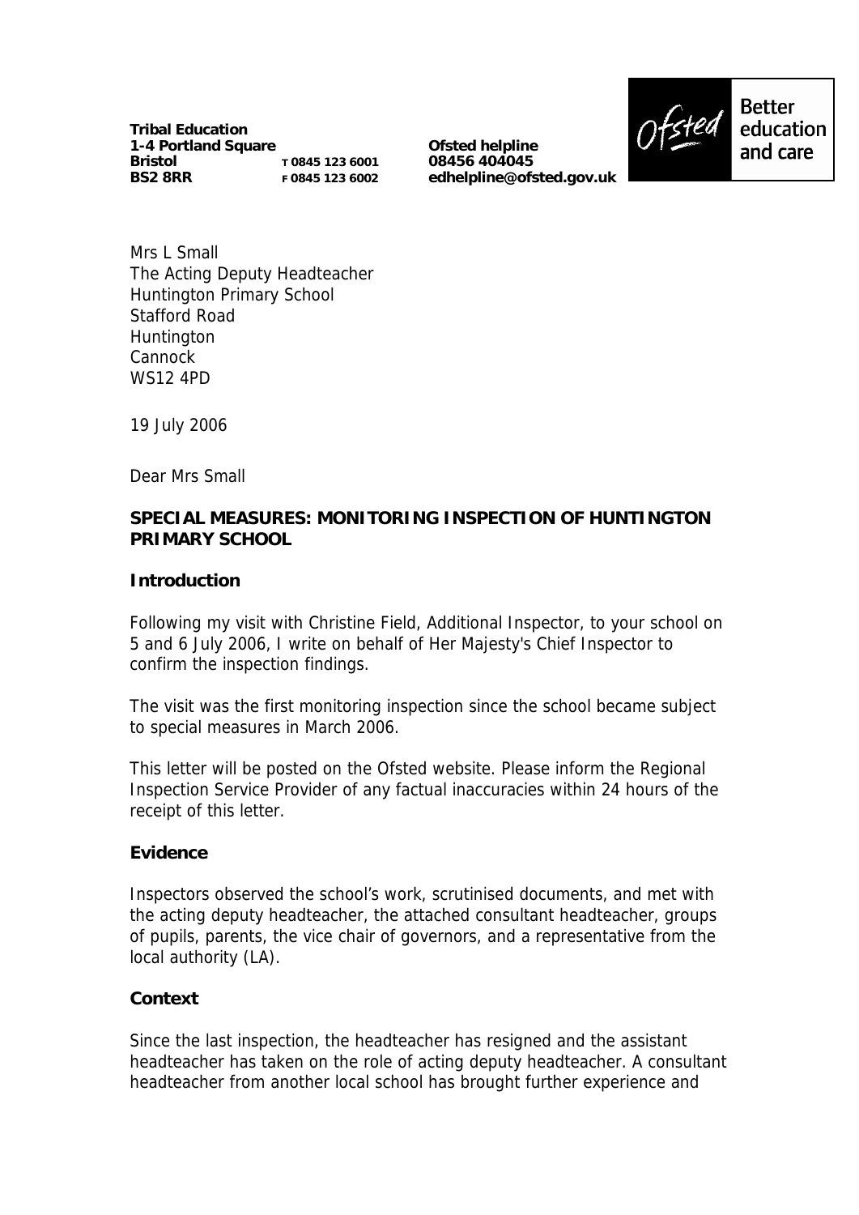**Tribal Education**
**1-4 Portland Square**
**Bristol** T 0845 123 6001
**BS2 8RR** F 0845 123 6002

**Ofsted helpline**
**08456 404045**
**edhelpline@ofsted.gov.uk**

Ofsted Better education and care

Mrs L Small
The Acting Deputy Headteacher
Huntington Primary School
Stafford Road
Huntington
Cannock
WS12 4PD

19 July 2006

Dear Mrs Small

**SPECIAL MEASURES: MONITORING INSPECTION OF HUNTINGTON PRIMARY SCHOOL**

**Introduction**

Following my visit with Christine Field, Additional Inspector, to your school on 5 and 6 July 2006, I write on behalf of Her Majesty's Chief Inspector to confirm the inspection findings.

The visit was the first monitoring inspection since the school became subject to special measures in March 2006.

This letter will be posted on the Ofsted website. Please inform the Regional Inspection Service Provider of any factual inaccuracies within 24 hours of the receipt of this letter.

**Evidence**

Inspectors observed the school's work, scrutinised documents, and met with the acting deputy headteacher, the attached consultant headteacher, groups of pupils, parents, the vice chair of governors, and a representative from the local authority (LA).

**Context**

Since the last inspection, the headteacher has resigned and the assistant headteacher has taken on the role of acting deputy headteacher. A consultant headteacher from another local school has brought further experience and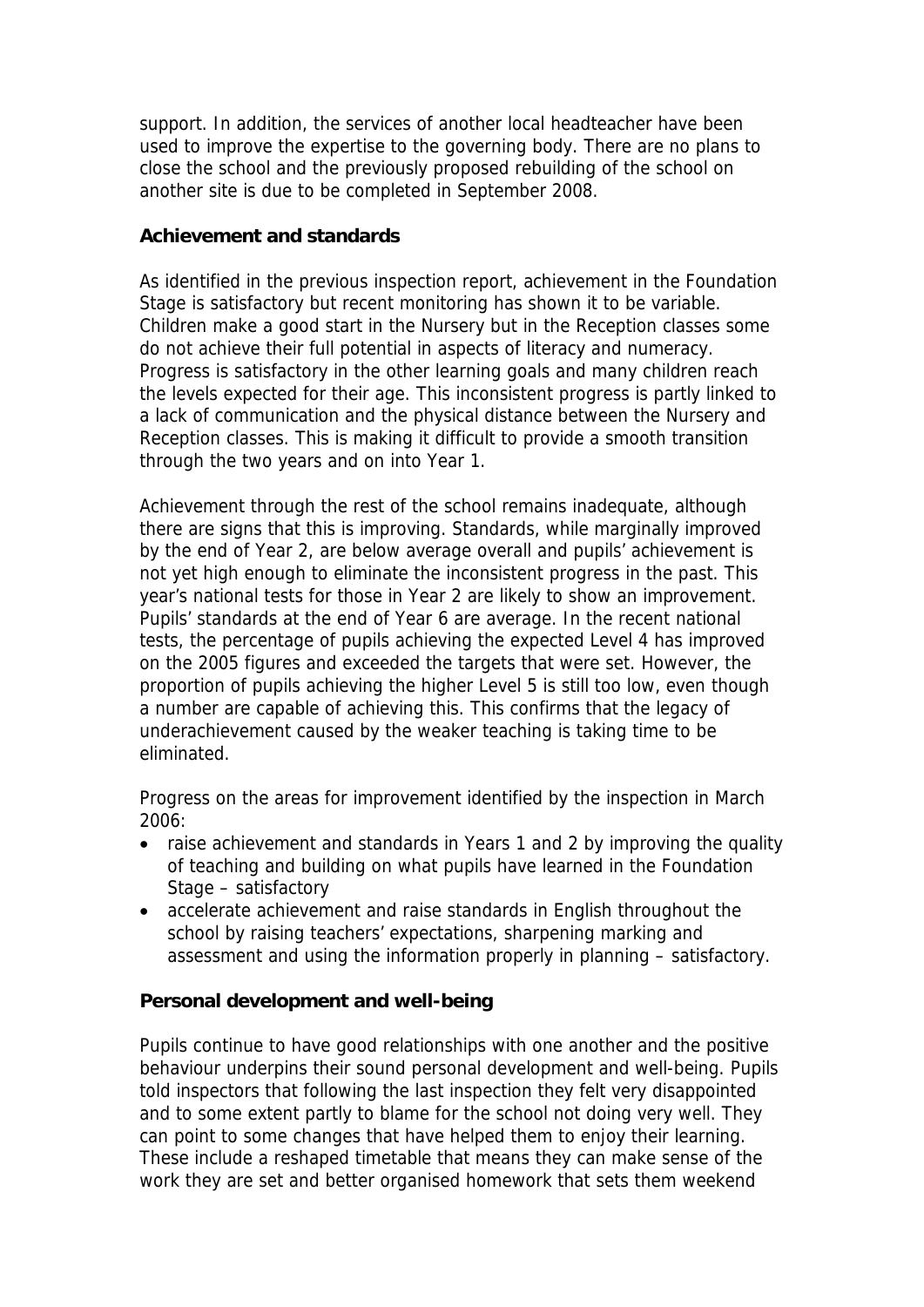support. In addition, the services of another local headteacher have been used to improve the expertise to the governing body. There are no plans to close the school and the previously proposed rebuilding of the school on another site is due to be completed in September 2008.

**Achievement and standards**

As identified in the previous inspection report, achievement in the Foundation Stage is satisfactory but recent monitoring has shown it to be variable. Children make a good start in the Nursery but in the Reception classes some do not achieve their full potential in aspects of literacy and numeracy. Progress is satisfactory in the other learning goals and many children reach the levels expected for their age. This inconsistent progress is partly linked to a lack of communication and the physical distance between the Nursery and Reception classes. This is making it difficult to provide a smooth transition through the two years and on into Year 1.

Achievement through the rest of the school remains inadequate, although there are signs that this is improving. Standards, while marginally improved by the end of Year 2, are below average overall and pupils' achievement is not yet high enough to eliminate the inconsistent progress in the past. This year's national tests for those in Year 2 are likely to show an improvement. Pupils' standards at the end of Year 6 are average. In the recent national tests, the percentage of pupils achieving the expected Level 4 has improved on the 2005 figures and exceeded the targets that were set. However, the proportion of pupils achieving the higher Level 5 is still too low, even though a number are capable of achieving this. This confirms that the legacy of underachievement caused by the weaker teaching is taking time to be eliminated.

Progress on the areas for improvement identified by the inspection in March 2006:

- raise achievement and standards in Years 1 and 2 by improving the quality of teaching and building on what pupils have learned in the Foundation Stage – satisfactory
- accelerate achievement and raise standards in English throughout the school by raising teachers' expectations, sharpening marking and assessment and using the information properly in planning – satisfactory.

**Personal development and well-being**

Pupils continue to have good relationships with one another and the positive behaviour underpins their sound personal development and well-being. Pupils told inspectors that following the last inspection they felt very disappointed and to some extent partly to blame for the school not doing very well. They can point to some changes that have helped them to enjoy their learning. These include a reshaped timetable that means they can make sense of the work they are set and better organised homework that sets them weekend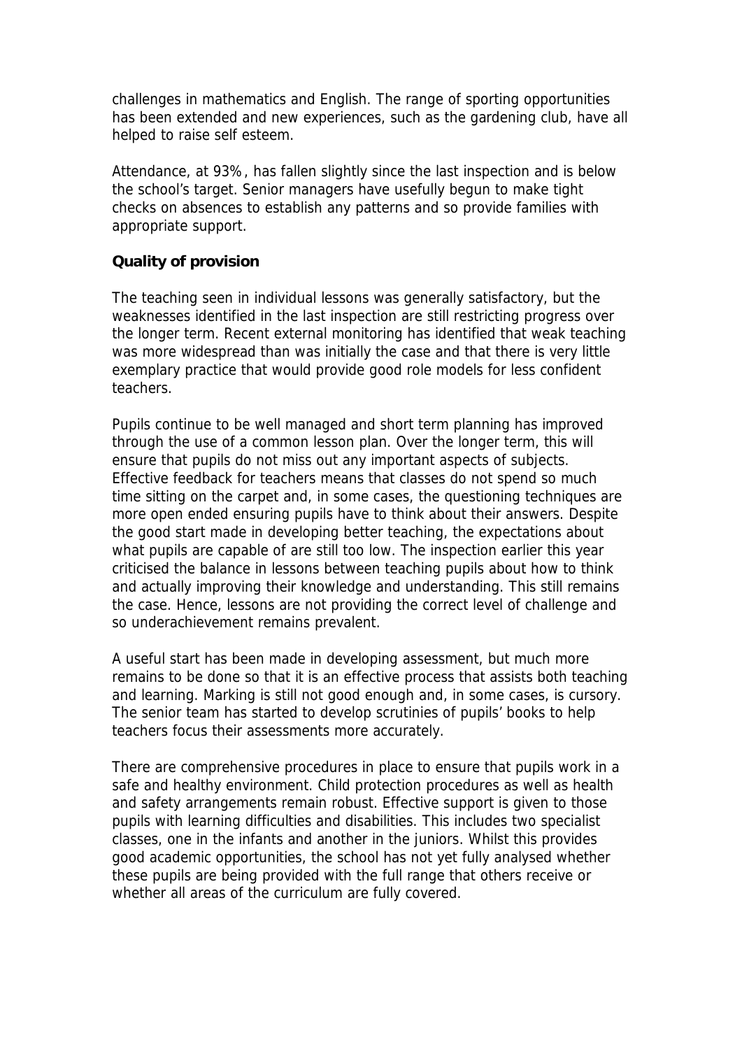challenges in mathematics and English. The range of sporting opportunities has been extended and new experiences, such as the gardening club, have all helped to raise self esteem.

Attendance, at 93%, has fallen slightly since the last inspection and is below the school's target. Senior managers have usefully begun to make tight checks on absences to establish any patterns and so provide families with appropriate support.

**Quality of provision**

The teaching seen in individual lessons was generally satisfactory, but the weaknesses identified in the last inspection are still restricting progress over the longer term. Recent external monitoring has identified that weak teaching was more widespread than was initially the case and that there is very little exemplary practice that would provide good role models for less confident teachers.

Pupils continue to be well managed and short term planning has improved through the use of a common lesson plan. Over the longer term, this will ensure that pupils do not miss out any important aspects of subjects. Effective feedback for teachers means that classes do not spend so much time sitting on the carpet and, in some cases, the questioning techniques are more open ended ensuring pupils have to think about their answers. Despite the good start made in developing better teaching, the expectations about what pupils are capable of are still too low. The inspection earlier this year criticised the balance in lessons between teaching pupils about how to think and actually improving their knowledge and understanding. This still remains the case. Hence, lessons are not providing the correct level of challenge and so underachievement remains prevalent.

A useful start has been made in developing assessment, but much more remains to be done so that it is an effective process that assists both teaching and learning. Marking is still not good enough and, in some cases, is cursory. The senior team has started to develop scrutinies of pupils' books to help teachers focus their assessments more accurately.

There are comprehensive procedures in place to ensure that pupils work in a safe and healthy environment. Child protection procedures as well as health and safety arrangements remain robust. Effective support is given to those pupils with learning difficulties and disabilities. This includes two specialist classes, one in the infants and another in the juniors. Whilst this provides good academic opportunities, the school has not yet fully analysed whether these pupils are being provided with the full range that others receive or whether all areas of the curriculum are fully covered.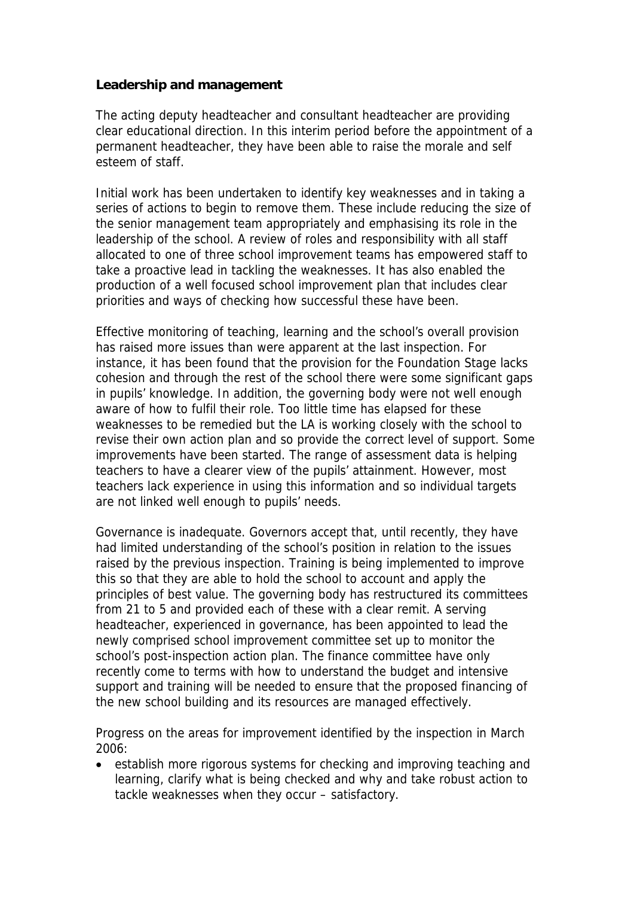**Leadership and management**

The acting deputy headteacher and consultant headteacher are providing clear educational direction. In this interim period before the appointment of a permanent headteacher, they have been able to raise the morale and self esteem of staff.

Initial work has been undertaken to identify key weaknesses and in taking a series of actions to begin to remove them. These include reducing the size of the senior management team appropriately and emphasising its role in the leadership of the school. A review of roles and responsibility with all staff allocated to one of three school improvement teams has empowered staff to take a proactive lead in tackling the weaknesses. It has also enabled the production of a well focused school improvement plan that includes clear priorities and ways of checking how successful these have been.

Effective monitoring of teaching, learning and the school's overall provision has raised more issues than were apparent at the last inspection. For instance, it has been found that the provision for the Foundation Stage lacks cohesion and through the rest of the school there were some significant gaps in pupils' knowledge. In addition, the governing body were not well enough aware of how to fulfil their role. Too little time has elapsed for these weaknesses to be remedied but the LA is working closely with the school to revise their own action plan and so provide the correct level of support. Some improvements have been started. The range of assessment data is helping teachers to have a clearer view of the pupils' attainment. However, most teachers lack experience in using this information and so individual targets are not linked well enough to pupils' needs.

Governance is inadequate. Governors accept that, until recently, they have had limited understanding of the school's position in relation to the issues raised by the previous inspection. Training is being implemented to improve this so that they are able to hold the school to account and apply the principles of best value. The governing body has restructured its committees from 21 to 5 and provided each of these with a clear remit. A serving headteacher, experienced in governance, has been appointed to lead the newly comprised school improvement committee set up to monitor the school's post-inspection action plan. The finance committee have only recently come to terms with how to understand the budget and intensive support and training will be needed to ensure that the proposed financing of the new school building and its resources are managed effectively.

Progress on the areas for improvement identified by the inspection in March 2006:

- establish more rigorous systems for checking and improving teaching and learning, clarify what is being checked and why and take robust action to tackle weaknesses when they occur – satisfactory.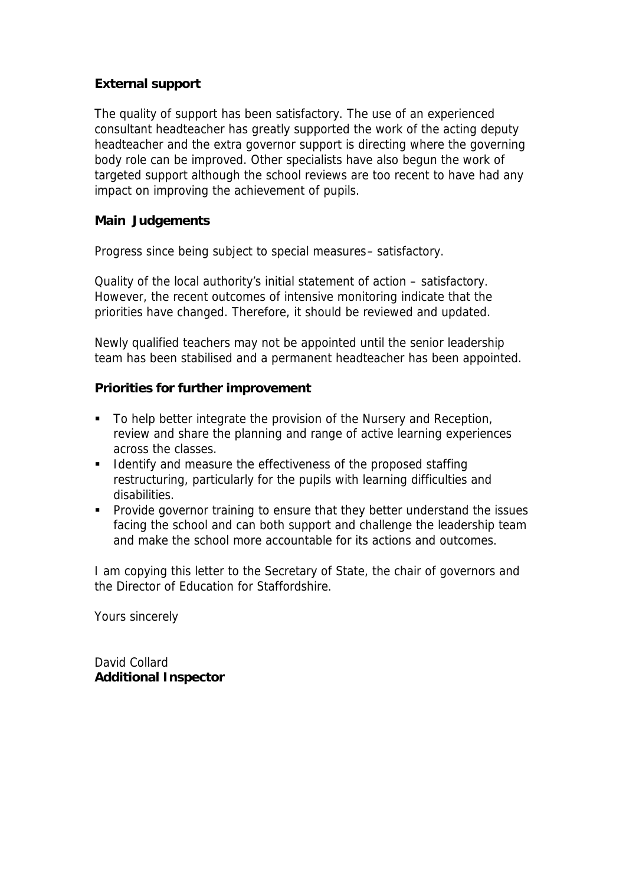**External support**

The quality of support has been satisfactory. The use of an experienced consultant headteacher has greatly supported the work of the acting deputy headteacher and the extra governor support is directing where the governing body role can be improved. Other specialists have also begun the work of targeted support although the school reviews are too recent to have had any impact on improving the achievement of pupils.

**Main Judgements**

Progress since being subject to special measures– satisfactory.

Quality of the local authority's initial statement of action – satisfactory. However, the recent outcomes of intensive monitoring indicate that the priorities have changed. Therefore, it should be reviewed and updated.

Newly qualified teachers may not be appointed until the senior leadership team has been stabilised and a permanent headteacher has been appointed.

**Priorities for further improvement**

- To help better integrate the provision of the Nursery and Reception, review and share the planning and range of active learning experiences across the classes.
- Identify and measure the effectiveness of the proposed staffing restructuring, particularly for the pupils with learning difficulties and disabilities.
- Provide governor training to ensure that they better understand the issues facing the school and can both support and challenge the leadership team and make the school more accountable for its actions and outcomes.

I am copying this letter to the Secretary of State, the chair of governors and the Director of Education for Staffordshire.

Yours sincerely

David Collard
**Additional Inspector**